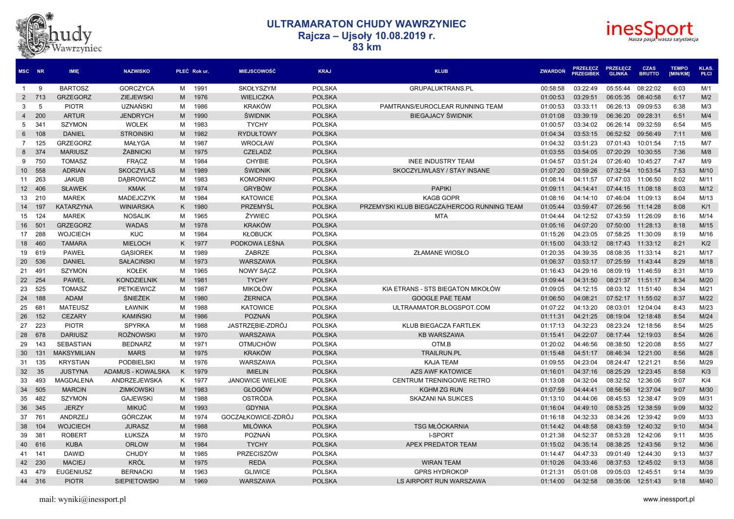# ULTRAMARATON CHUDY WAWRZYNIEC
## Rajcza – Ujsoły 10.08.2019 r.
## 83 km

| MSC | NR | IMIĘ | NAZWISKO | PŁEĆ | Rok ur. | MIEJSCOWOŚĆ | KRAJ | KLUB | ZWARDOŃ | PRZEŁĘCZ PRZEGIBEK | PRZEŁĘCZ GLINKA | CZAS BRUTTO | TEMPO [MIN/KM] | KLAS. PŁCI |
|---|---|---|---|---|---|---|---|---|---|---|---|---|---|---|
| 1 | 9 | BARTOSZ | GORCZYCA | M | 1991 | SKOŁYSZYM | POLSKA | GRUPALUKTRANS.PL | 00:58:58 | 03:22:49 | 05:55:44 | 08:22:02 | 6:03 | M/1 |
| 2 | 713 | GRZEGORZ | ZIEJEWSKI | M | 1976 | WIELICZKA | POLSKA | | 01:00:53 | 03:29:51 | 06:05:35 | 08:40:58 | 6:17 | M/2 |
| 3 | 5 | PIOTR | UZNAŃSKI | M | 1986 | KRAKÓW | POLSKA | PAMTRANS/EUROCLEAR RUNNING TEAM | 01:00:53 | 03:33:11 | 06:26:13 | 09:09:53 | 6:38 | M/3 |
| 4 | 200 | ARTUR | JENDRYCH | M | 1990 | ŚWIDNIK | POLSKA | BIEGAJACY ŚWIDNIK | 01:01:08 | 03:39:19 | 06:36:20 | 09:28:31 | 6:51 | M/4 |
| 5 | 341 | SZYMON | WOLEK | M | 1983 | TYCHY | POLSKA | | 01:00:57 | 03:34:02 | 06:26:14 | 09:32:59 | 6:54 | M/5 |
| 6 | 108 | DANIEL | STROINSKI | M | 1982 | RYDUŁTOWY | POLSKA | | 01:04:34 | 03:53:15 | 06:52:52 | 09:56:49 | 7:11 | M/6 |
| 7 | 125 | GRZEGORZ | MAŁYGA | M | 1987 | WROCŁAW | POLSKA | | 01:04:32 | 03:51:23 | 07:01:43 | 10:01:54 | 7:15 | M/7 |
| 8 | 374 | MARIUSZ | ŻABNICKI | M | 1975 | CZELADŹ | POLSKA | | 01:03:55 | 03:54:05 | 07:20:29 | 10:30:55 | 7:36 | M/8 |
| 9 | 750 | TOMASZ | FRĄCZ | M | 1984 | CHYBIE | POLSKA | INEE INDUSTRY TEAM | 01:04:57 | 03:51:24 | 07:26:40 | 10:45:27 | 7:47 | M/9 |
| 10 | 558 | ADRIAN | SKOCZYLAS | M | 1989 | ŚWIDNIK | POLSKA | SKOCZYLIWLASY / STAY INSANE | 01:07:20 | 03:59:26 | 07:32:54 | 10:53:54 | 7:53 | M/10 |
| 11 | 263 | JAKUB | DĄBROWICZ | M | 1983 | KOMORNIKI | POLSKA | | 01:08:14 | 04:11:57 | 07:47:03 | 11:06:50 | 8:02 | M/11 |
| 12 | 406 | SŁAWEK | KMAK | M | 1974 | GRYBÓW | POLSKA | PAPIKI | 01:09:11 | 04:14:41 | 07:44:15 | 11:08:18 | 8:03 | M/12 |
| 13 | 210 | MAREK | MADEJCZYK | M | 1984 | KATOWICE | POLSKA | KAGB GOPR | 01:08:16 | 04:14:10 | 07:46:04 | 11:09:13 | 8:04 | M/13 |
| 14 | 197 | KATARZYNA | WINIARSKA | K | 1980 | PRZEMYŚL | POLSKA | PRZEMYSKI KLUB BIEGACZA/HERCOG RUNNING TEAM | 01:05:44 | 03:59:47 | 07:26:56 | 11:14:28 | 8:08 | K/1 |
| 15 | 124 | MAREK | NOSALIK | M | 1965 | ŻYWIEC | POLSKA | MTA | 01:04:44 | 04:12:52 | 07:43:59 | 11:26:09 | 8:16 | M/14 |
| 16 | 501 | GRZEGORZ | WADAS | M | 1978 | KRAKÓW | POLSKA | | 01:05:16 | 04:07:20 | 07:50:00 | 11:28:13 | 8:18 | M/15 |
| 17 | 288 | WOJCIECH | KUC | M | 1984 | KŁOBUCK | POLSKA | | 01:15:26 | 04:23:05 | 07:58:25 | 11:30:09 | 8:19 | M/16 |
| 18 | 460 | TAMARA | MIELOCH | K | 1977 | PODKOWA LEŚNA | POLSKA | | 01:15:00 | 04:33:12 | 08:17:43 | 11:33:12 | 8:21 | K/2 |
| 19 | 619 | PAWEŁ | GĄSIOREK | M | 1989 | ZABRZE | POLSKA | ZŁAMANE WIOSŁO | 01:20:35 | 04:39:35 | 08:08:35 | 11:33:14 | 8:21 | M/17 |
| 20 | 536 | DANIEL | SAŁACIŃSKI | M | 1973 | WARSZAWA | POLSKA | | 01:06:37 | 03:53:17 | 07:25:59 | 11:43:44 | 8:29 | M/18 |
| 21 | 491 | SZYMON | KOŁEK | M | 1965 | NOWY SĄCZ | POLSKA | | 01:16:43 | 04:29:16 | 08:09:19 | 11:46:59 | 8:31 | M/19 |
| 22 | 254 | PAWEŁ | KONDZIELNIK | M | 1981 | TYCHY | POLSKA | | 01:09:44 | 04:31:50 | 08:21:37 | 11:51:17 | 8:34 | M/20 |
| 23 | 525 | TOMASZ | PETKIEWICZ | M | 1987 | MIKOŁÓW | POLSKA | KIA ETRANS - STS BIEGATON MIKOŁÓW | 01:09:05 | 04:12:15 | 08:03:12 | 11:51:40 | 8:34 | M/21 |
| 24 | 188 | ADAM | ŚNIEŻEK | M | 1980 | ŻERNICA | POLSKA | GOOGLE PAE TEAM | 01:06:50 | 04:08:21 | 07:52:17 | 11:55:02 | 8:37 | M/22 |
| 25 | 681 | MATEUSZ | ŁAWNIK | M | 1988 | KATOWICE | POLSKA | ULTRAAMATOR.BLOGSPOT.COM | 01:07:22 | 04:13:20 | 08:03:01 | 12:04:04 | 8:43 | M/23 |
| 26 | 152 | CEZARY | KAMIŃSKI | M | 1986 | POZNAŃ | POLSKA | | 01:11:31 | 04:21:25 | 08:19:04 | 12:18:48 | 8:54 | M/24 |
| 27 | 223 | PIOTR | SPYRKA | M | 1988 | JASTRZĘBIE-ZDRÓJ | POLSKA | KLUB BIEGACZA FARTLEK | 01:17:13 | 04:32:23 | 08:23:24 | 12:18:56 | 8:54 | M/25 |
| 28 | 678 | DARIUSZ | ROŻNOWSKI | M | 1970 | WARSZAWA | POLSKA | KB WARSZAWA | 01:15:41 | 04:22:07 | 08:17:44 | 12:19:03 | 8:54 | M/26 |
| 29 | 143 | SEBASTIAN | BEDNARZ | M | 1971 | OTMUCHÓW | POLSKA | OTM.B | 01:20:02 | 04:46:56 | 08:38:50 | 12:20:08 | 8:55 | M/27 |
| 30 | 131 | MAKSYMILIAN | MARS | M | 1975 | KRAKÓW | POLSKA | TRAILRUN.PL | 01:15:48 | 04:51:17 | 08:46:34 | 12:21:00 | 8:56 | M/28 |
| 31 | 135 | KRYSTIAN | PODBIELSKI | M | 1976 | WARSZAWA | POLSKA | KAJA TEAM | 01:09:55 | 04:23:04 | 08:24:47 | 12:21:21 | 8:56 | M/29 |
| 32 | 35 | JUSTYNA | ADAMUS - KOWALSKA | K | 1979 | IMIELIN | POLSKA | AZS AWF KATOWICE | 01:16:01 | 04:37:16 | 08:25:29 | 12:23:45 | 8:58 | K/3 |
| 33 | 493 | MAGDALENA | ANDRZEJEWSKA | K | 1977 | JANOWICE WIELKIE | POLSKA | CENTRUM TRENINGOWE RETRO | 01:13:08 | 04:32:04 | 08:32:52 | 12:36:06 | 9:07 | K/4 |
| 34 | 505 | MARCIN | ZIMKOWSKI | M | 1983 | GŁOGÓW | POLSKA | KGHM ZG RUN | 01:07:59 | 04:44:41 | 08:56:56 | 12:37:04 | 9:07 | M/30 |
| 35 | 482 | SZYMON | GAJEWSKI | M | 1988 | OSTRÓDA | POLSKA | SKAZANI NA SUKCES | 01:13:10 | 04:44:06 | 08:45:53 | 12:38:47 | 9:09 | M/31 |
| 36 | 345 | JERZY | MIKUĆ | M | 1993 | GDYNIA | POLSKA | | 01:16:04 | 04:49:10 | 08:53:25 | 12:38:59 | 9:09 | M/32 |
| 37 | 761 | ANDRZEJ | GÓRCZAK | M | 1974 | GOCZAŁKOWICE-ZDRÓJ | POLSKA | | 01:16:18 | 04:32:33 | 08:34:26 | 12:39:42 | 9:09 | M/33 |
| 38 | 104 | WOJCIECH | JURASZ | M | 1988 | MILÓWKA | POLSKA | TSG MŁÓCKARNIA | 01:14:42 | 04:48:58 | 08:43:59 | 12:40:32 | 9:10 | M/34 |
| 39 | 381 | ROBERT | ŁUKSZA | M | 1970 | POZNAŃ | POLSKA | I-SPORT | 01:21:38 | 04:52:37 | 08:53:28 | 12:42:06 | 9:11 | M/35 |
| 40 | 616 | KUBA | ORLOW | M | 1984 | TYCHY | POLSKA | APEX PREDATOR TEAM | 01:15:02 | 04:35:14 | 08:38:25 | 12:43:56 | 9:12 | M/36 |
| 41 | 141 | DAWID | CHUDY | M | 1985 | PRZECISZÓW | POLSKA | | 01:14:47 | 04:47:33 | 09:01:49 | 12:44:30 | 9:13 | M/37 |
| 42 | 230 | MACIEJ | KRÓL | M | 1975 | REDA | POLSKA | WIRAN TEAM | 01:10:26 | 04:33:46 | 08:37:53 | 12:45:02 | 9:13 | M/38 |
| 43 | 479 | EUGENIUSZ | BERNACKI | M | 1963 | GLIWICE | POLSKA | GPRS HYDROKOP | 01:21:31 | 05:01:08 | 09:05:03 | 12:45:51 | 9:14 | M/39 |
| 44 | 316 | PIOTR | SIEPIETOWSKI | M | 1969 | WARSZAWA | POLSKA | LS AIRPORT RUN WARSZAWA | 01:14:00 | 04:32:58 | 08:35:06 | 12:51:43 | 9:18 | M/40 |

mail: wyniki@inessport.pl

www.inessport.pl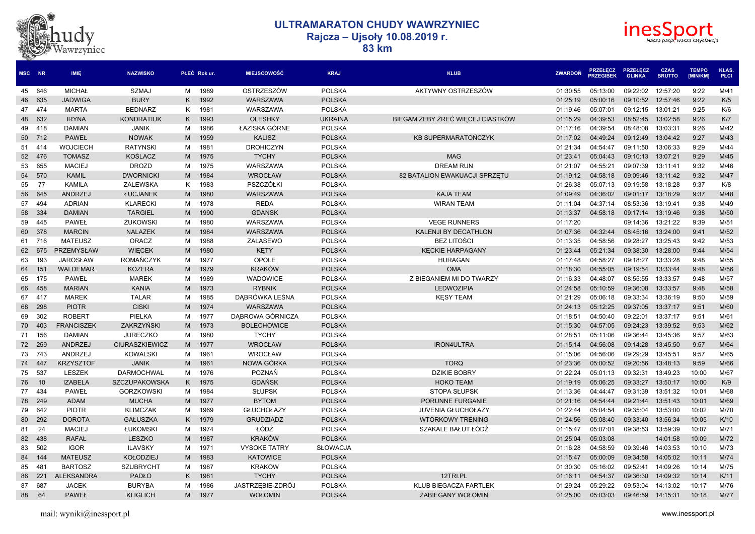# ULTRAMARATON CHUDY WAWRZYNIEC
## Rajcza – Ujsoły 10.08.2019 r.
## 83 km

| MSC | NR | IMIĘ | NAZWISKO | PŁEĆ | Rok ur. | MIEJSCOWOŚĆ | KRAJ | KLUB | ZWARDOŃ | PRZEŁĘCZ PRZEGIBEK | PRZEŁĘCZ GLINKA | CZAS BRUTTO | TEMPO [MIN/KM] | KLAS. PŁCI |
|---|---|---|---|---|---|---|---|---|---|---|---|---|---|---|
| 45 | 646 | MICHAŁ | SZMAJ | M | 1989 | OSTRZESZÓW | POLSKA | AKTYWNY OSTRZESZÓW | 01:30:55 | 05:13:00 | 09:22:02 | 12:57:20 | 9:22 | M/41 |
| 46 | 635 | JADWIGA | BURY | K | 1992 | WARSZAWA | POLSKA | | 01:25:19 | 05:00:16 | 09:10:52 | 12:57:46 | 9:22 | K/5 |
| 47 | 474 | MARTA | BEDNARZ | K | 1981 | WARSZAWA | POLSKA | | 01:19:46 | 05:07:01 | 09:12:15 | 13:01:21 | 9:25 | K/6 |
| 48 | 632 | IRYNA | KONDRATIUK | K | 1993 | OLESHKY | UKRAINA | BIEGAM ŻEBY ŻREĆ WIĘCEJ CIASTKÓW | 01:15:29 | 04:39:53 | 08:52:45 | 13:02:58 | 9:26 | K/7 |
| 49 | 418 | DAMIAN | JANIK | M | 1986 | ŁAZISKA GÓRNE | POLSKA | | 01:17:16 | 04:39:54 | 08:48:08 | 13:03:31 | 9:26 | M/42 |
| 50 | 712 | PAWEŁ | NOWAK | M | 1959 | KALISZ | POLSKA | KB SUPERMARATOŃCZYK | 01:17:02 | 04:49:24 | 09:12:49 | 13:04:42 | 9:27 | M/43 |
| 51 | 414 | WOJCIECH | RATYNSKI | M | 1981 | DROHICZYN | POLSKA | | 01:21:34 | 04:54:47 | 09:11:50 | 13:06:33 | 9:29 | M/44 |
| 52 | 476 | TOMASZ | KOŚLACZ | M | 1975 | TYCHY | POLSKA | MAG | 01:23:41 | 05:04:43 | 09:10:13 | 13:07:21 | 9:29 | M/45 |
| 53 | 655 | MACIEJ | DROZD | M | 1975 | WARSZAWA | POLSKA | DREAM RUN | 01:21:07 | 04:55:21 | 09:07:39 | 13:11:41 | 9:32 | M/46 |
| 54 | 570 | KAMIL | DWORNICKI | M | 1984 | WROCŁAW | POLSKA | 82 BATALION EWAKUACJI SPRZĘTU | 01:19:12 | 04:58:18 | 09:09:46 | 13:11:42 | 9:32 | M/47 |
| 55 | 77 | KAMILA | ZALEWSKA | K | 1983 | PSZCZÓŁKI | POLSKA | | 01:26:38 | 05:07:13 | 09:19:58 | 13:18:28 | 9:37 | K/8 |
| 56 | 645 | ANDRZEJ | ŁUCJANEK | M | 1980 | WARSZAWA | POLSKA | KAJA TEAM | 01:09:49 | 04:36:02 | 09:01:17 | 13:18:29 | 9:37 | M/48 |
| 57 | 494 | ADRIAN | KLARECKI | M | 1978 | REDA | POLSKA | WIRAN TEAM | 01:11:04 | 04:37:14 | 08:53:36 | 13:19:41 | 9:38 | M/49 |
| 58 | 334 | DAMIAN | TARGIEL | M | 1990 | GDANSK | POLSKA | | 01:13:37 | 04:58:18 | 09:17:14 | 13:19:46 | 9:38 | M/50 |
| 59 | 445 | PAWEŁ | ŻUKOWSKI | M | 1980 | WARSZAWA | POLSKA | VEGE RUNNERS | 01:17:20 | | 09:14:36 | 13:21:22 | 9:39 | M/51 |
| 60 | 378 | MARCIN | NALAZEK | M | 1984 | WARSZAWA | POLSKA | KALENJI BY DECATHLON | 01:07:36 | 04:32:44 | 08:45:16 | 13:24:00 | 9:41 | M/52 |
| 61 | 716 | MATEUSZ | ORACZ | M | 1988 | ZALASEWO | POLSKA | BEZ LITOŚCI | 01:13:35 | 04:58:56 | 09:28:27 | 13:25:43 | 9:42 | M/53 |
| 62 | 675 | PRZEMYSŁAW | WIĘCEK | M | 1980 | KĘTY | POLSKA | KĘCKIE HARPAGANY | 01:23:44 | 05:21:34 | 09:38:30 | 13:28:00 | 9:44 | M/54 |
| 63 | 193 | JAROSŁAW | ROMAŃCZYK | M | 1977 | OPOLE | POLSKA | HURAGAN | 01:17:48 | 04:58:27 | 09:18:27 | 13:33:28 | 9:48 | M/55 |
| 64 | 151 | WALDEMAR | KOZERA | M | 1979 | KRAKÓW | POLSKA | OMA | 01:18:30 | 04:55:05 | 09:19:54 | 13:33:44 | 9:48 | M/56 |
| 65 | 175 | PAWEŁ | MAREK | M | 1989 | WADOWICE | POLSKA | Z BIEGANIEM MI DO TWARZY | 01:16:33 | 04:48:07 | 08:55:55 | 13:33:57 | 9:48 | M/57 |
| 66 | 458 | MARIAN | KANIA | M | 1973 | RYBNIK | POLSKA | LEDWOZIPIA | 01:24:58 | 05:10:59 | 09:36:08 | 13:33:57 | 9:48 | M/58 |
| 67 | 417 | MAREK | TALAR | M | 1985 | DĄBRÓWKA LEŚNA | POLSKA | KĘSY TEAM | 01:21:29 | 05:06:18 | 09:33:34 | 13:36:19 | 9:50 | M/59 |
| 68 | 298 | PIOTR | CISKI | M | 1974 | WARSZAWA | POLSKA | | 01:24:13 | 05:12:25 | 09:37:05 | 13:37:17 | 9:51 | M/60 |
| 69 | 302 | ROBERT | PIELKA | M | 1977 | DĄBROWA GÓRNICZA | POLSKA | | 01:18:51 | 04:50:40 | 09:22:01 | 13:37:17 | 9:51 | M/61 |
| 70 | 403 | FRANCISZEK | ZAKRZYŃSKI | M | 1973 | BOLECHOWICE | POLSKA | | 01:15:30 | 04:57:05 | 09:24:23 | 13:39:52 | 9:53 | M/62 |
| 71 | 156 | DAMIAN | JURECZKO | M | 1980 | TYCHY | POLSKA | | 01:28:51 | 05:11:06 | 09:36:44 | 13:45:36 | 9:57 | M/63 |
| 72 | 259 | ANDRZEJ | CIURASZKIEWICZ | M | 1977 | WROCŁAW | POLSKA | IRON4ULTRA | 01:15:14 | 04:56:08 | 09:14:28 | 13:45:50 | 9:57 | M/64 |
| 73 | 743 | ANDRZEJ | KOWALSKI | M | 1961 | WROCŁAW | POLSKA | | 01:15:06 | 04:56:06 | 09:29:29 | 13:45:51 | 9:57 | M/65 |
| 74 | 447 | KRZYSZTOF | JANIK | M | 1961 | NOWA GÓRKA | POLSKA | TORQ | 01:23:36 | 05:00:52 | 09:20:56 | 13:48:13 | 9:59 | M/66 |
| 75 | 537 | LESZEK | DARMOCHWAL | M | 1976 | POZNAŃ | POLSKA | DZIKIE BOBRY | 01:22:24 | 05:01:13 | 09:32:31 | 13:49:23 | 10:00 | M/67 |
| 76 | 10 | IZABELA | SZCZUPAKOWSKA | K | 1975 | GDAŃSK | POLSKA | HOKO TEAM | 01:19:19 | 05:06:25 | 09:33:27 | 13:50:17 | 10:00 | K/9 |
| 77 | 434 | PAWEŁ | GORZKOWSKI | M | 1984 | SŁUPSK | POLSKA | STOPA SŁUPSK | 01:13:36 | 04:44:47 | 09:31:39 | 13:51:32 | 10:01 | M/68 |
| 78 | 249 | ADAM | MUCHA | M | 1977 | BYTOM | POLSKA | PORUNNE FURGANIE | 01:21:16 | 04:54:44 | 09:21:44 | 13:51:43 | 10:01 | M/69 |
| 79 | 642 | PIOTR | KLIMCZAK | M | 1969 | GŁUCHOŁAZY | POLSKA | JUVENIA GŁUCHOŁAZY | 01:22:44 | 05:04:54 | 09:35:04 | 13:53:00 | 10:02 | M/70 |
| 80 | 292 | DOROTA | GAŁUSZKA | K | 1979 | GRUDZIĄDZ | POLSKA | WTORKOWY TRENING | 01:24:56 | 05:08:40 | 09:33:40 | 13:56:34 | 10:05 | K/10 |
| 81 | 24 | MACIEJ | ŁUKOMSKI | M | 1974 | ŁÓDŹ | POLSKA | SZAKALE BAŁUT ŁÓDŹ | 01:15:47 | 05:07:01 | 09:38:53 | 13:59:39 | 10:07 | M/71 |
| 82 | 438 | RAFAŁ | LESZKO | M | 1987 | KRAKÓW | POLSKA | | 01:25:04 | 05:03:08 | | 14:01:58 | 10:09 | M/72 |
| 83 | 502 | IGOR | ILAVSKY | M | 1971 | VYSOKE TATRY | SŁOWACJA | | 01:16:28 | 04:58:59 | 09:39:46 | 14:03:53 | 10:10 | M/73 |
| 84 | 144 | MATEUSZ | KOŁODZIEJ | M | 1983 | KATOWICE | POLSKA | | 01:15:47 | 05:00:09 | 09:34:58 | 14:05:02 | 10:11 | M/74 |
| 85 | 481 | BARTOSZ | SZUBRYCHT | M | 1987 | KRAKOW | POLSKA | | 01:30:30 | 05:16:02 | 09:52:41 | 14:09:26 | 10:14 | M/75 |
| 86 | 221 | ALEKSANDRA | PADŁO | K | 1981 | TYCHY | POLSKA | 12TRI.PL | 01:16:11 | 04:54:37 | 09:36:30 | 14:09:32 | 10:14 | K/11 |
| 87 | 687 | JACEK | BURYBA | M | 1986 | JASTRZĘBIE-ZDRÓJ | POLSKA | KLUB BIEGACZA FARTLEK | 01:29:24 | 05:29:22 | 09:53:04 | 14:13:02 | 10:17 | M/76 |
| 88 | 64 | PAWEŁ | KLIGLICH | M | 1977 | WOŁOMIN | POLSKA | ZABIEGANY WOŁOMIN | 01:25:00 | 05:03:03 | 09:46:59 | 14:15:31 | 10:18 | M/77 |

mail: wyniki@inessport.pl

www.inessport.pl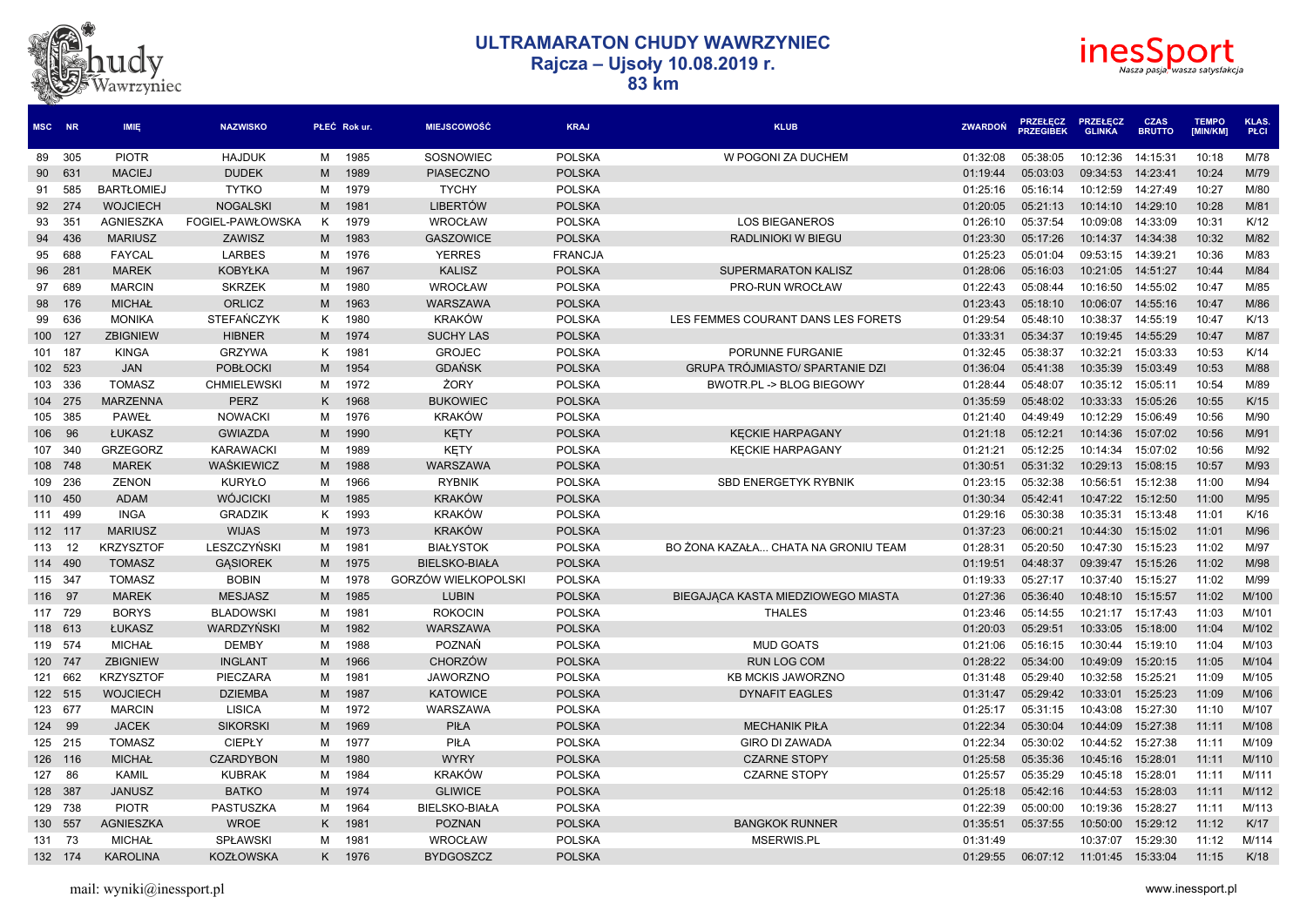# ULTRAMARATON CHUDY WAWRZYNIEC
## Rajcza – Ujsoły 10.08.2019 r.
## 83 km

| MSC | NR | IMIĘ | NAZWISKO | PŁEĆ | Rok ur. | MIEJSCOWOŚĆ | KRAJ | KLUB | ZWARDOŃ | PRZEŁĘCZ PRZEGIBEK | PRZEŁĘCZ GLINKA | CZAS BRUTTO | TEMPO [MIN/KM] | KLAS. PŁCI |
|---|---|---|---|---|---|---|---|---|---|---|---|---|---|---|
| 89 | 305 | PIOTR | HAJDUK | M | 1985 | SOSNOWIEC | POLSKA | W POGONI ZA DUCHEM | 01:32:08 | 05:38:05 | 10:12:36 | 14:15:31 | 10:18 | M/78 |
| 90 | 631 | MACIEJ | DUDEK | M | 1989 | PIASECZNO | POLSKA | | 01:19:44 | 05:03:03 | 09:34:53 | 14:23:41 | 10:24 | M/79 |
| 91 | 585 | BARTŁOMIEJ | TYTKO | M | 1979 | TYCHY | POLSKA | | 01:25:16 | 05:16:14 | 10:12:59 | 14:27:49 | 10:27 | M/80 |
| 92 | 274 | WOJCIECH | NOGALSKI | M | 1981 | LIBERTÓW | POLSKA | | 01:20:05 | 05:21:13 | 10:14:10 | 14:29:10 | 10:28 | M/81 |
| 93 | 351 | AGNIESZKA | FOGIEL-PAWŁOWSKA | K | 1979 | WROCŁAW | POLSKA | LOS BIEGANEROS | 01:26:10 | 05:37:54 | 10:09:08 | 14:33:09 | 10:31 | K/12 |
| 94 | 436 | MARIUSZ | ZAWISZ | M | 1983 | GASZOWICE | POLSKA | RADLINIOKI W BIEGU | 01:23:30 | 05:17:26 | 10:14:37 | 14:34:38 | 10:32 | M/82 |
| 95 | 688 | FAYCAL | LARBES | M | 1976 | YERRES | FRANCJA | | 01:25:23 | 05:01:04 | 09:53:15 | 14:39:21 | 10:36 | M/83 |
| 96 | 281 | MAREK | KOBYŁKA | M | 1967 | KALISZ | POLSKA | SUPERMARATON KALISZ | 01:28:06 | 05:16:03 | 10:21:05 | 14:51:27 | 10:44 | M/84 |
| 97 | 689 | MARCIN | SKRZEK | M | 1980 | WROCŁAW | POLSKA | PRO-RUN WROCŁAW | 01:22:43 | 05:08:44 | 10:16:50 | 14:55:02 | 10:47 | M/85 |
| 98 | 176 | MICHAŁ | ORLICZ | M | 1963 | WARSZAWA | POLSKA | | 01:23:43 | 05:18:10 | 10:06:07 | 14:55:16 | 10:47 | M/86 |
| 99 | 636 | MONIKA | STEFAŃCZYK | K | 1980 | KRAKÓW | POLSKA | LES FEMMES COURANT DANS LES FORETS | 01:29:54 | 05:48:10 | 10:38:37 | 14:55:19 | 10:47 | K/13 |
| 100 | 127 | ZBIGNIEW | HIBNER | M | 1974 | SUCHY LAS | POLSKA | | 01:33:31 | 05:34:37 | 10:19:45 | 14:55:29 | 10:47 | M/87 |
| 101 | 187 | KINGA | GRZYWA | K | 1981 | GROJEC | POLSKA | PORUNNE FURGANIE | 01:32:45 | 05:38:37 | 10:32:21 | 15:03:33 | 10:53 | K/14 |
| 102 | 523 | JAN | POBŁOCKI | M | 1954 | GDAŃSK | POLSKA | GRUPA TRÓJMIASTO/ SPARTANIE DZI | 01:36:04 | 05:41:38 | 10:35:39 | 15:03:49 | 10:53 | M/88 |
| 103 | 336 | TOMASZ | CHMIELEWSKI | M | 1972 | ŻORY | POLSKA | BWOTR.PL -> BLOG BIEGOWY | 01:28:44 | 05:48:07 | 10:35:12 | 15:05:11 | 10:54 | M/89 |
| 104 | 275 | MARZENNA | PERZ | K | 1968 | BUKOWIEC | POLSKA | | 01:35:59 | 05:48:02 | 10:33:33 | 15:05:26 | 10:55 | K/15 |
| 105 | 385 | PAWEŁ | NOWACKI | M | 1976 | KRAKÓW | POLSKA | | 01:21:40 | 04:49:49 | 10:12:29 | 15:06:49 | 10:56 | M/90 |
| 106 | 96 | ŁUKASZ | GWIAZDA | M | 1990 | KĘTY | POLSKA | KĘCKIE HARPAGANY | 01:21:18 | 05:12:21 | 10:14:36 | 15:07:02 | 10:56 | M/91 |
| 107 | 340 | GRZEGORZ | KARAWACKI | M | 1989 | KĘTY | POLSKA | KĘCKIE HARPAGANY | 01:21:21 | 05:12:25 | 10:14:34 | 15:07:02 | 10:56 | M/92 |
| 108 | 748 | MAREK | WAŚKIEWICZ | M | 1988 | WARSZAWA | POLSKA | | 01:30:51 | 05:31:32 | 10:29:13 | 15:08:15 | 10:57 | M/93 |
| 109 | 236 | ZENON | KURYŁO | M | 1966 | RYBNIK | POLSKA | SBD ENERGETYK RYBNIK | 01:23:15 | 05:32:38 | 10:56:51 | 15:12:38 | 11:00 | M/94 |
| 110 | 450 | ADAM | WÓJCICKI | M | 1985 | KRAKÓW | POLSKA | | 01:30:34 | 05:42:41 | 10:47:22 | 15:12:50 | 11:00 | M/95 |
| 111 | 499 | INGA | GRADZIK | K | 1993 | KRAKÓW | POLSKA | | 01:29:16 | 05:30:38 | 10:35:31 | 15:13:48 | 11:01 | K/16 |
| 112 | 117 | MARIUSZ | WIJAS | M | 1973 | KRAKÓW | POLSKA | | 01:37:23 | 06:00:21 | 10:44:30 | 15:15:02 | 11:01 | M/96 |
| 113 | 12 | KRZYSZTOF | LESZCZYŃSKI | M | 1981 | BIAŁYSTOK | POLSKA | BO ŻONA KAZAŁA... CHATA NA GRONIU TEAM | 01:28:31 | 05:20:50 | 10:47:30 | 15:15:23 | 11:02 | M/97 |
| 114 | 490 | TOMASZ | GĄSIOREK | M | 1975 | BIELSKO-BIAŁA | POLSKA | | 01:19:51 | 04:48:37 | 09:39:47 | 15:15:26 | 11:02 | M/98 |
| 115 | 347 | TOMASZ | BOBIN | M | 1978 | GORZÓW WIELKOPOLSKI | POLSKA | | 01:19:33 | 05:27:17 | 10:37:40 | 15:15:27 | 11:02 | M/99 |
| 116 | 97 | MAREK | MESJASZ | M | 1985 | LUBIN | POLSKA | BIEGAJĄCA KASTA MIEDZIOWEGO MIASTA | 01:27:36 | 05:36:40 | 10:48:10 | 15:15:57 | 11:02 | M/100 |
| 117 | 729 | BORYS | BLADOWSKI | M | 1981 | ROKOCIN | POLSKA | THALES | 01:23:46 | 05:14:55 | 10:21:17 | 15:17:43 | 11:03 | M/101 |
| 118 | 613 | ŁUKASZ | WARDZYŃSKI | M | 1982 | WARSZAWA | POLSKA | | 01:20:03 | 05:29:51 | 10:33:05 | 15:18:00 | 11:04 | M/102 |
| 119 | 574 | MICHAŁ | DEMBY | M | 1988 | POZNAŃ | POLSKA | MUD GOATS | 01:21:06 | 05:16:15 | 10:30:44 | 15:19:10 | 11:04 | M/103 |
| 120 | 747 | ZBIGNIEW | INGLANT | M | 1966 | CHORZÓW | POLSKA | RUN LOG COM | 01:28:22 | 05:34:00 | 10:49:09 | 15:20:15 | 11:05 | M/104 |
| 121 | 662 | KRZYSZTOF | PIECZARA | M | 1981 | JAWORZNO | POLSKA | KB MCKIS JAWORZNO | 01:31:48 | 05:29:40 | 10:32:58 | 15:25:21 | 11:09 | M/105 |
| 122 | 515 | WOJCIECH | DZIEMBA | M | 1987 | KATOWICE | POLSKA | DYNAFIT EAGLES | 01:31:47 | 05:29:42 | 10:33:01 | 15:25:23 | 11:09 | M/106 |
| 123 | 677 | MARCIN | LISICA | M | 1972 | WARSZAWA | POLSKA | | 01:25:17 | 05:31:15 | 10:43:08 | 15:27:30 | 11:10 | M/107 |
| 124 | 99 | JACEK | SIKORSKI | M | 1969 | PIŁA | POLSKA | MECHANIK PIŁA | 01:22:34 | 05:30:04 | 10:44:09 | 15:27:38 | 11:11 | M/108 |
| 125 | 215 | TOMASZ | CIEPŁY | M | 1977 | PIŁA | POLSKA | GIRO DI ZAWADA | 01:22:34 | 05:30:02 | 10:44:52 | 15:27:38 | 11:11 | M/109 |
| 126 | 116 | MICHAŁ | CZARDYBON | M | 1980 | WYRY | POLSKA | CZARNE STOPY | 01:25:58 | 05:35:36 | 10:45:16 | 15:28:01 | 11:11 | M/110 |
| 127 | 86 | KAMIL | KUBRAK | M | 1984 | KRAKÓW | POLSKA | CZARNE STOPY | 01:25:57 | 05:35:29 | 10:45:18 | 15:28:01 | 11:11 | M/111 |
| 128 | 387 | JANUSZ | BATKO | M | 1974 | GLIWICE | POLSKA | | 01:25:18 | 05:42:16 | 10:44:53 | 15:28:03 | 11:11 | M/112 |
| 129 | 738 | PIOTR | PASTUSZKA | M | 1964 | BIELSKO-BIAŁA | POLSKA | | 01:22:39 | 05:00:00 | 10:19:36 | 15:28:27 | 11:11 | M/113 |
| 130 | 557 | AGNIESZKA | WROE | K | 1981 | POZNAN | POLSKA | BANGKOK RUNNER | 01:35:51 | 05:37:55 | 10:50:00 | 15:29:12 | 11:12 | K/17 |
| 131 | 73 | MICHAŁ | SPŁAWSKI | M | 1981 | WROCŁAW | POLSKA | MSERWIS.PL | 01:31:49 | | 10:37:07 | 15:29:30 | 11:12 | M/114 |
| 132 | 174 | KAROLINA | KOZŁOWSKA | K | 1976 | BYDGOSZCZ | POLSKA | | 01:29:55 | 06:07:12 | 11:01:45 | 15:33:04 | 11:15 | K/18 |

mail: wyniki@inessport.pl

www.inessport.pl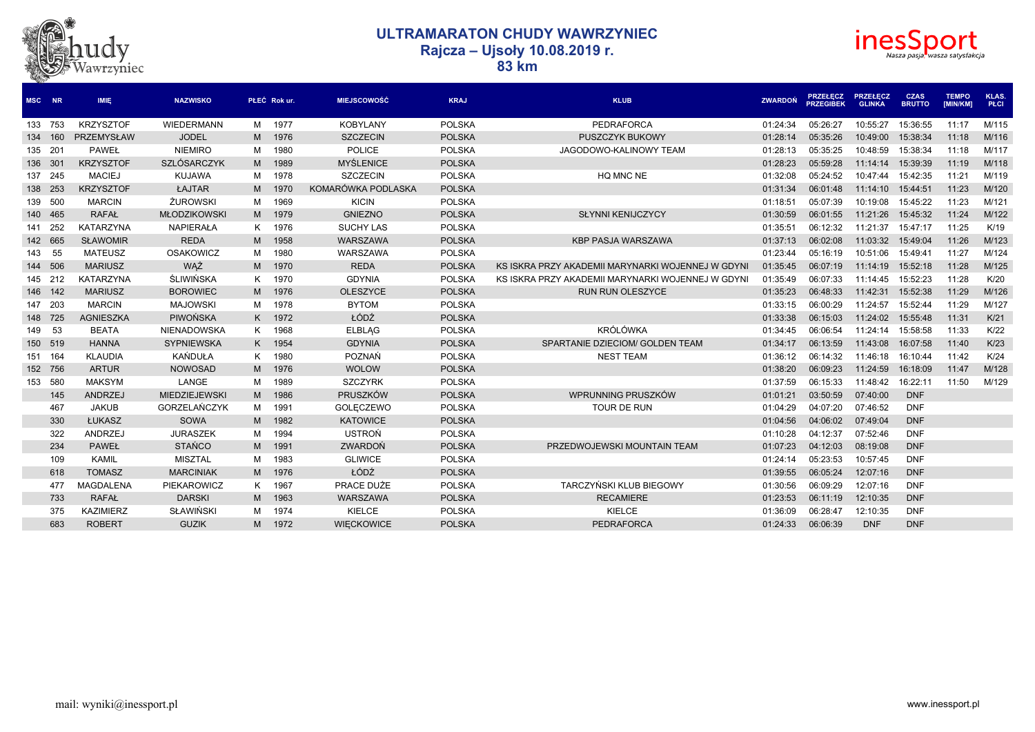# ULTRAMARATON CHUDY WAWRZYNIEC
## Rajcza – Ujsoły 10.08.2019 r.
## 83 km

| MSC | NR | IMIĘ | NAZWISKO | PŁEĆ | Rok ur. | MIEJSCOWOŚĆ | KRAJ | KLUB | ZWARDOŃ | PRZEŁĘCZ PRZEGIBEK | PRZEŁĘCZ GLINKA | CZAS BRUTTO | TEMPO [MIN/KM] | KLAS. PŁCI |
|---|---|---|---|---|---|---|---|---|---|---|---|---|---|---|
| 133 | 753 | KRZYSZTOF | WIEDERMANN | M | 1977 | KOBYLANY | POLSKA | PEDRAFORCA | 01:24:34 | 05:26:27 | 10:55:27 | 15:36:55 | 11:17 | M/115 |
| 134 | 160 | PRZEMYSŁAW | JODEL | M | 1976 | SZCZECIN | POLSKA | PUSZCZYK BUKOWY | 01:28:14 | 05:35:26 | 10:49:00 | 15:38:34 | 11:18 | M/116 |
| 135 | 201 | PAWEŁ | NIEMIRO | M | 1980 | POLICE | POLSKA | JAGODOWO-KALINOWY TEAM | 01:28:13 | 05:35:25 | 10:48:59 | 15:38:34 | 11:18 | M/117 |
| 136 | 301 | KRZYSZTOF | SZLÓSARCZYK | M | 1989 | MYŚLENICE | POLSKA | | 01:28:23 | 05:59:28 | 11:14:14 | 15:39:39 | 11:19 | M/118 |
| 137 | 245 | MACIEJ | KUJAWA | M | 1978 | SZCZECIN | POLSKA | HQ MNC NE | 01:32:08 | 05:24:52 | 10:47:44 | 15:42:35 | 11:21 | M/119 |
| 138 | 253 | KRZYSZTOF | ŁAJTAR | M | 1970 | KOMARÓWKA PODLASKA | POLSKA | | 01:31:34 | 06:01:48 | 11:14:10 | 15:44:51 | 11:23 | M/120 |
| 139 | 500 | MARCIN | ŻUROWSKI | M | 1969 | KICIN | POLSKA | | 01:18:51 | 05:07:39 | 10:19:08 | 15:45:22 | 11:23 | M/121 |
| 140 | 465 | RAFAŁ | MŁODZIKOWSKI | M | 1979 | GNIEZNO | POLSKA | SŁYNNI KENIJCZYCY | 01:30:59 | 06:01:55 | 11:21:26 | 15:45:32 | 11:24 | M/122 |
| 141 | 252 | KATARZYNA | NAPIERAŁA | K | 1976 | SUCHY LAS | POLSKA | | 01:35:51 | 06:12:32 | 11:21:37 | 15:47:17 | 11:25 | K/19 |
| 142 | 665 | SŁAWOMIR | REDA | M | 1958 | WARSZAWA | POLSKA | KBP PASJA WARSZAWA | 01:37:13 | 06:02:08 | 11:03:32 | 15:49:04 | 11:26 | M/123 |
| 143 | 55 | MATEUSZ | OSAKOWICZ | M | 1980 | WARSZAWA | POLSKA | | 01:23:44 | 05:16:19 | 10:51:06 | 15:49:41 | 11:27 | M/124 |
| 144 | 506 | MARIUSZ | WĄŻ | M | 1970 | REDA | POLSKA | KS ISKRA PRZY AKADEMII MARYNARKI WOJENNEJ W GDYNI | 01:35:45 | 06:07:19 | 11:14:19 | 15:52:18 | 11:28 | M/125 |
| 145 | 212 | KATARZYNA | ŚLIWIŃSKA | K | 1970 | GDYNIA | POLSKA | KS ISKRA PRZY AKADEMII MARYNARKI WOJENNEJ W GDYNI | 01:35:49 | 06:07:33 | 11:14:45 | 15:52:23 | 11:28 | K/20 |
| 146 | 142 | MARIUSZ | BOROWIEC | M | 1976 | OLESZYCE | POLSKA | RUN RUN OLESZYCE | 01:35:23 | 06:48:33 | 11:42:31 | 15:52:38 | 11:29 | M/126 |
| 147 | 203 | MARCIN | MAJOWSKI | M | 1978 | BYTOM | POLSKA | | 01:33:15 | 06:00:29 | 11:24:57 | 15:52:44 | 11:29 | M/127 |
| 148 | 725 | AGNIESZKA | PIWOŃSKA | K | 1972 | ŁÓDŹ | POLSKA | | 01:33:38 | 06:15:03 | 11:24:02 | 15:55:48 | 11:31 | K/21 |
| 149 | 53 | BEATA | NIENADOWSKA | K | 1968 | ELBLĄG | POLSKA | KRÓLÓWKA | 01:34:45 | 06:06:54 | 11:24:14 | 15:58:58 | 11:33 | K/22 |
| 150 | 519 | HANNA | SYPNIEWSKA | K | 1954 | GDYNIA | POLSKA | SPARTANIE DZIECIOM/ GOLDEN TEAM | 01:34:17 | 06:13:59 | 11:43:08 | 16:07:58 | 11:40 | K/23 |
| 151 | 164 | KLAUDIA | KAŃDUŁA | K | 1980 | POZNAŃ | POLSKA | NEST TEAM | 01:36:12 | 06:14:32 | 11:46:18 | 16:10:44 | 11:42 | K/24 |
| 152 | 756 | ARTUR | NOWOSAD | M | 1976 | WOLOW | POLSKA | | 01:38:20 | 06:09:23 | 11:24:59 | 16:18:09 | 11:47 | M/128 |
| 153 | 580 | MAKSYM | LANGE | M | 1989 | SZCZYRK | POLSKA | | 01:37:59 | 06:15:33 | 11:48:42 | 16:22:11 | 11:50 | M/129 |
| | 145 | ANDRZEJ | MIEDZIEJEWSKI | M | 1986 | PRUSZKÓW | POLSKA | WPRUNNING PRUSZKÓW | 01:01:21 | 03:50:59 | 07:40:00 | DNF | | |
| | 467 | JAKUB | GORZELAŃCZYK | M | 1991 | GOLĘCZEWO | POLSKA | TOUR DE RUN | 01:04:29 | 04:07:20 | 07:46:52 | DNF | | |
| | 330 | ŁUKASZ | SOWA | M | 1982 | KATOWICE | POLSKA | | 01:04:56 | 04:06:02 | 07:49:04 | DNF | | |
| | 322 | ANDRZEJ | JURASZEK | M | 1994 | USTROŃ | POLSKA | | 01:10:28 | 04:12:37 | 07:52:46 | DNF | | |
| | 234 | PAWEŁ | STAŃCO | M | 1991 | ZWARDOŃ | POLSKA | PRZEDWOJEWSKI MOUNTAIN TEAM | 01:07:23 | 04:12:03 | 08:19:08 | DNF | | |
| | 109 | KAMIL | MISZTAL | M | 1983 | GLIWICE | POLSKA | | 01:24:14 | 05:23:53 | 10:57:45 | DNF | | |
| | 618 | TOMASZ | MARCINIAK | M | 1976 | ŁÓDŹ | POLSKA | | 01:39:55 | 06:05:24 | 12:07:16 | DNF | | |
| | 477 | MAGDALENA | PIEKAROWICZ | K | 1967 | PRACE DUŻE | POLSKA | TARCZYŃSKI KLUB BIEGOWY | 01:30:56 | 06:09:29 | 12:07:16 | DNF | | |
| | 733 | RAFAŁ | DARSKI | M | 1963 | WARSZAWA | POLSKA | RECAMIERE | 01:23:53 | 06:11:19 | 12:10:35 | DNF | | |
| | 375 | KAZIMIERZ | SŁAWIŃSKI | M | 1974 | KIELCE | POLSKA | KIELCE | 01:36:09 | 06:28:47 | 12:10:35 | DNF | | |
| | 683 | ROBERT | GUZIK | M | 1972 | WIĘCKOWICE | POLSKA | PEDRAFORCA | 01:24:33 | 06:06:39 | DNF | DNF | | |

mail: wyniki@inessport.pl

www.inessport.pl